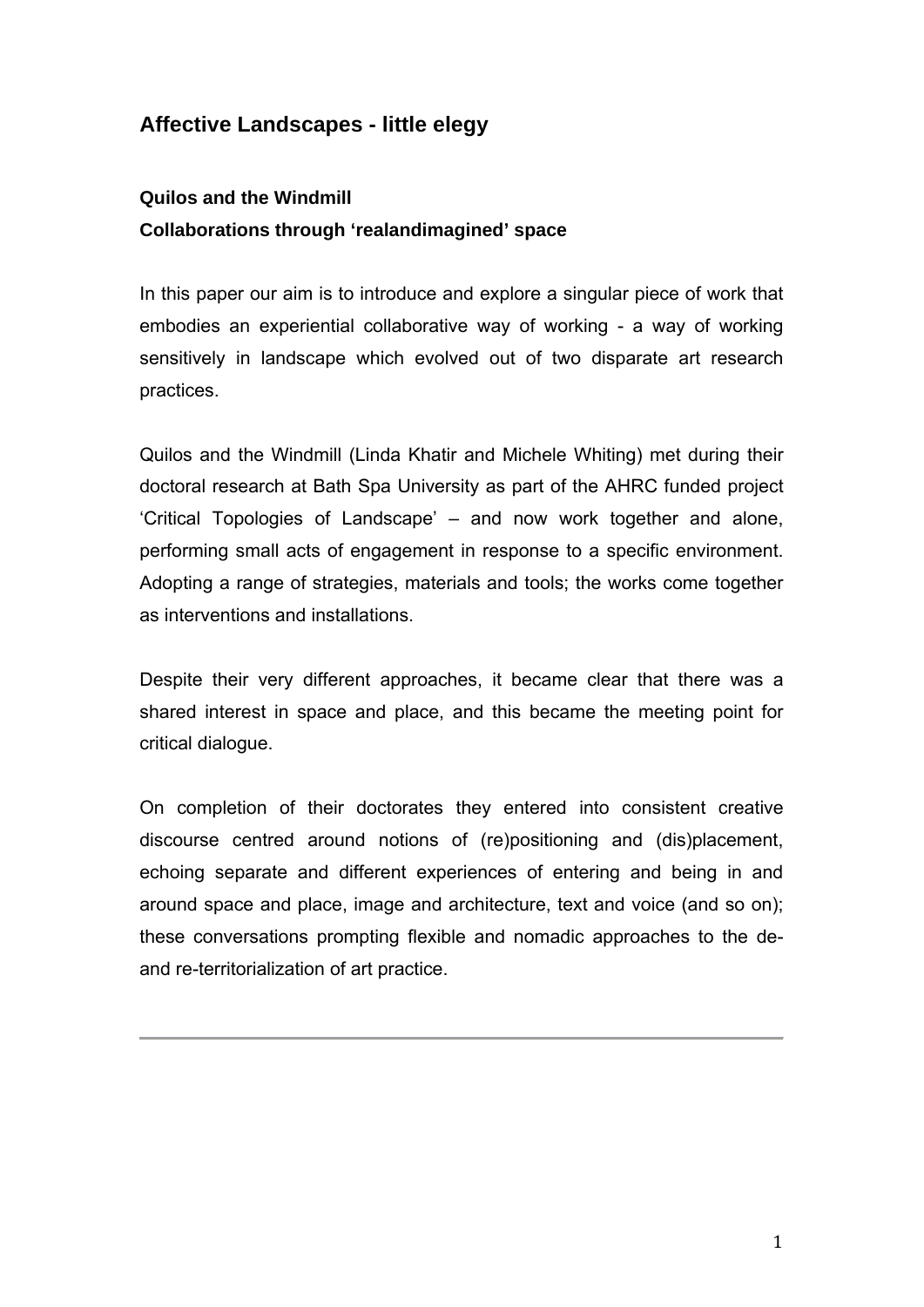# Affective Landscapes - little elegy

### Quilos and the Windmill

### Collaborations through 'realandimagined' space

In this paper our aim is to introduce and explore a singular piece of work that embodies an experiential collaborative way of working - a way of working sensitively in landscape which evolved out of two disparate art research practices.

Quilos and the Windmill (Linda Khatir and Michele Whiting) met during their doctoral research at Bath Spa University as part of the AHRC funded project 'Critical Topologies of Landscape' – and now work together and alone, performing small acts of engagement in response to a specific environment. Adopting a range of strategies, materials and tools; the works come together as interventions and installations.

Despite their very different approaches, it became clear that there was a shared interest in space and place, and this became the meeting point for critical dialogue.

On completion of their doctorates they entered into consistent creative discourse centred around notions of (re)positioning and (dis)placement, echoing separate and different experiences of entering and being in and around space and place, image and architecture, text and voice (and so on); these conversations prompting flexible and nomadic approaches to the de- and re-territorialization of art practice.

---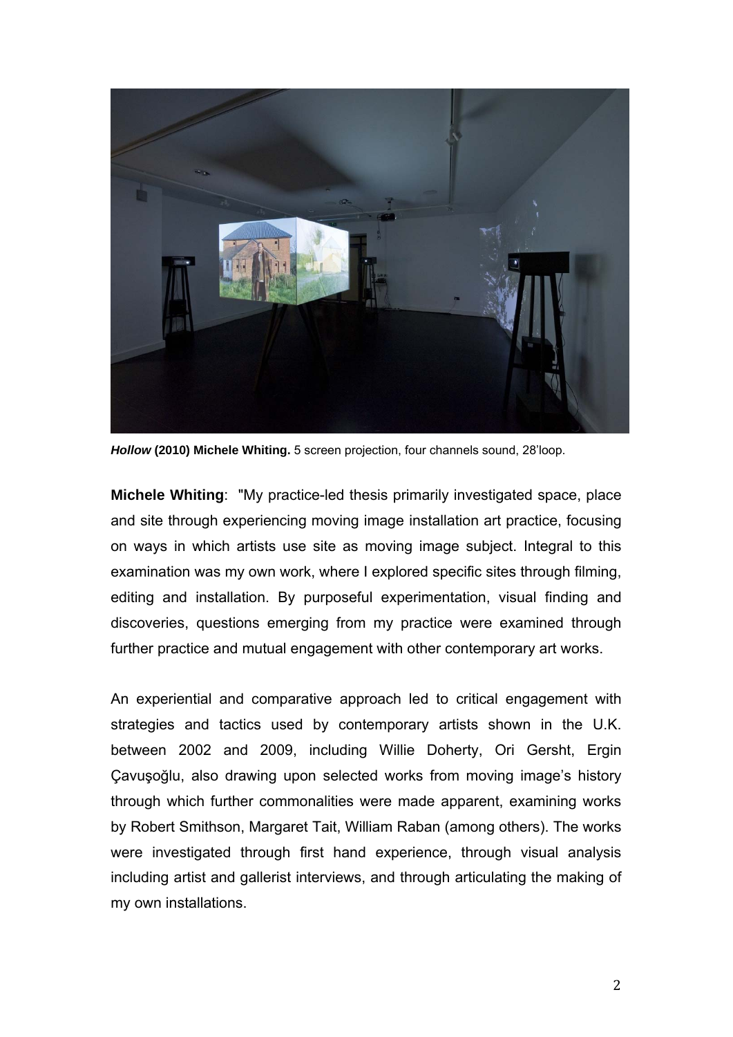***Hollow* (2010) Michele Whiting.** 5 screen projection, four channels sound, 28'loop.

**Michele Whiting**: "My practice-led thesis primarily investigated space, place and site through experiencing moving image installation art practice, focusing on ways in which artists use site as moving image subject. Integral to this examination was my own work, where I explored specific sites through filming, editing and installation. By purposeful experimentation, visual finding and discoveries, questions emerging from my practice were examined through further practice and mutual engagement with other contemporary art works.

An experiential and comparative approach led to critical engagement with strategies and tactics used by contemporary artists shown in the U.K. between 2002 and 2009, including Willie Doherty, Ori Gersht, Ergin Çavuşoğlu, also drawing upon selected works from moving image's history through which further commonalities were made apparent, examining works by Robert Smithson, Margaret Tait, William Raban (among others). The works were investigated through first hand experience, through visual analysis including artist and gallerist interviews, and through articulating the making of my own installations.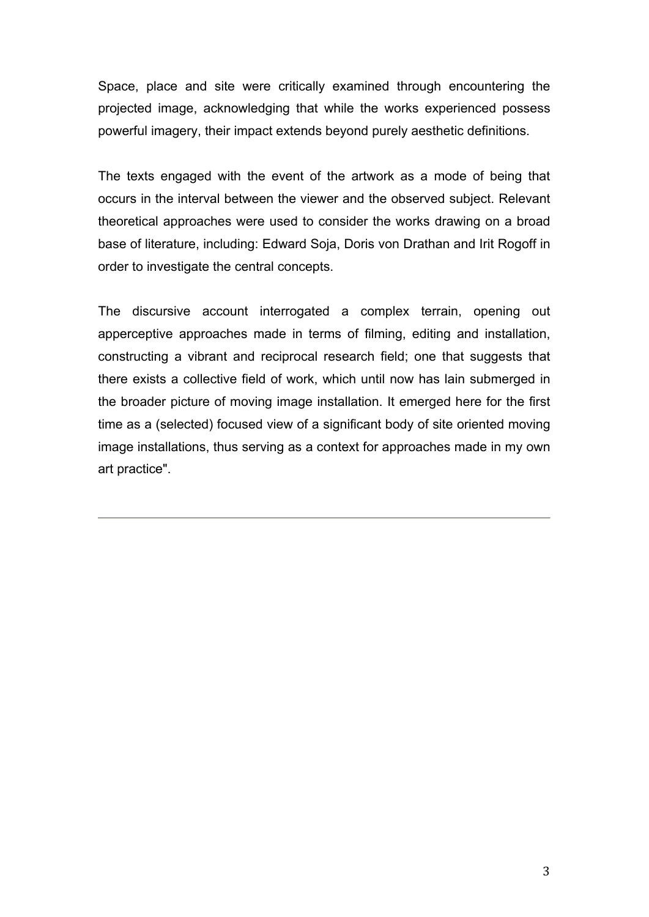Space, place and site were critically examined through encountering the projected image, acknowledging that while the works experienced possess powerful imagery, their impact extends beyond purely aesthetic definitions.

The texts engaged with the event of the artwork as a mode of being that occurs in the interval between the viewer and the observed subject. Relevant theoretical approaches were used to consider the works drawing on a broad base of literature, including: Edward Soja, Doris von Drathan and Irit Rogoff in order to investigate the central concepts.

The discursive account interrogated a complex terrain, opening out apperceptive approaches made in terms of filming, editing and installation, constructing a vibrant and reciprocal research field; one that suggests that there exists a collective field of work, which until now has lain submerged in the broader picture of moving image installation. It emerged here for the first time as a (selected) focused view of a significant body of site oriented moving image installations, thus serving as a context for approaches made in my own art practice".

---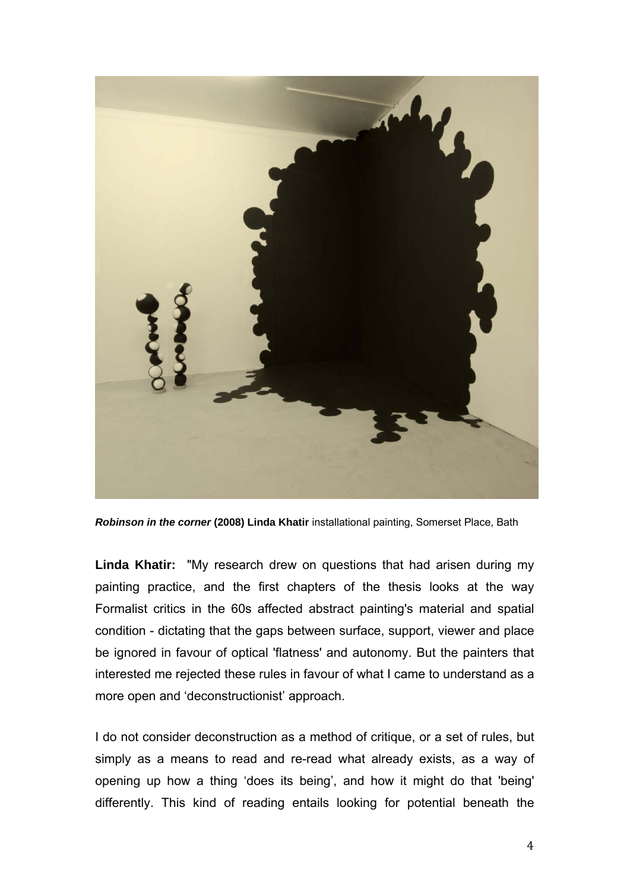***Robinson in the corner* (2008) Linda Khatir** installational painting, Somerset Place, Bath

**Linda Khatir:** "My research drew on questions that had arisen during my painting practice, and the first chapters of the thesis looks at the way Formalist critics in the 60s affected abstract painting's material and spatial condition - dictating that the gaps between surface, support, viewer and place be ignored in favour of optical 'flatness' and autonomy. But the painters that interested me rejected these rules in favour of what I came to understand as a more open and 'deconstructionist' approach.

I do not consider deconstruction as a method of critique, or a set of rules, but simply as a means to read and re-read what already exists, as a way of opening up how a thing 'does its being', and how it might do that 'being' differently. This kind of reading entails looking for potential beneath the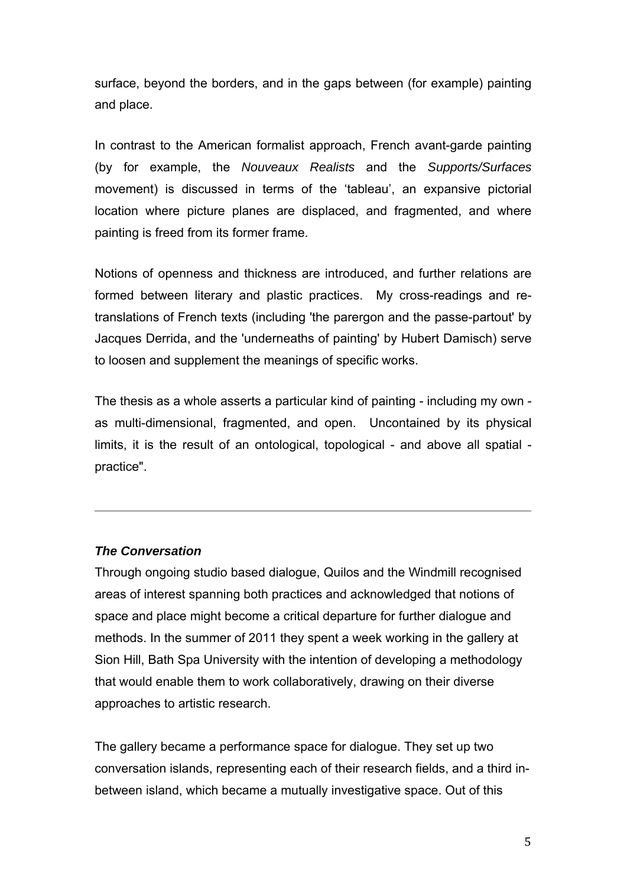surface, beyond the borders, and in the gaps between (for example) painting and place.

In contrast to the American formalist approach, French avant-garde painting (by for example, the *Nouveaux Realists* and the *Supports/Surfaces* movement) is discussed in terms of the 'tableau', an expansive pictorial location where picture planes are displaced, and fragmented, and where painting is freed from its former frame.

Notions of openness and thickness are introduced, and further relations are formed between literary and plastic practices. My cross-readings and re-translations of French texts (including 'the parergon and the passe-partout' by Jacques Derrida, and the 'underneaths of painting' by Hubert Damisch) serve to loosen and supplement the meanings of specific works.

The thesis as a whole asserts a particular kind of painting - including my own - as multi-dimensional, fragmented, and open. Uncontained by its physical limits, it is the result of an ontological, topological - and above all spatial - practice".

---

***The Conversation***

Through ongoing studio based dialogue, Quilos and the Windmill recognised areas of interest spanning both practices and acknowledged that notions of space and place might become a critical departure for further dialogue and methods. In the summer of 2011 they spent a week working in the gallery at Sion Hill, Bath Spa University with the intention of developing a methodology that would enable them to work collaboratively, drawing on their diverse approaches to artistic research.

The gallery became a performance space for dialogue. They set up two conversation islands, representing each of their research fields, and a third in-between island, which became a mutually investigative space. Out of this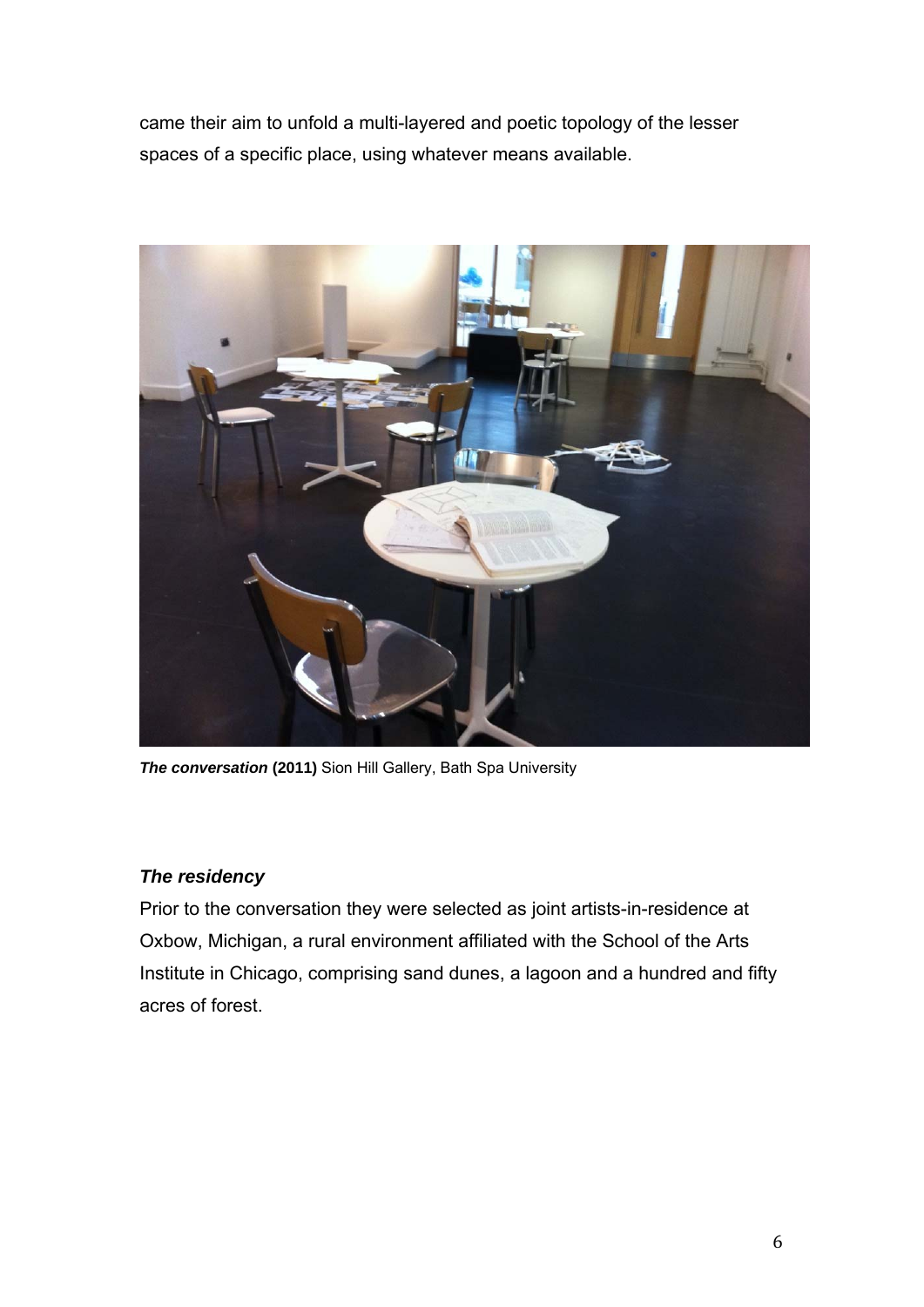came their aim to unfold a multi-layered and poetic topology of the lesser spaces of a specific place, using whatever means available.

***The conversation* (2011)** Sion Hill Gallery, Bath Spa University

### *The residency*

Prior to the conversation they were selected as joint artists-in-residence at Oxbow, Michigan, a rural environment affiliated with the School of the Arts Institute in Chicago, comprising sand dunes, a lagoon and a hundred and fifty acres of forest.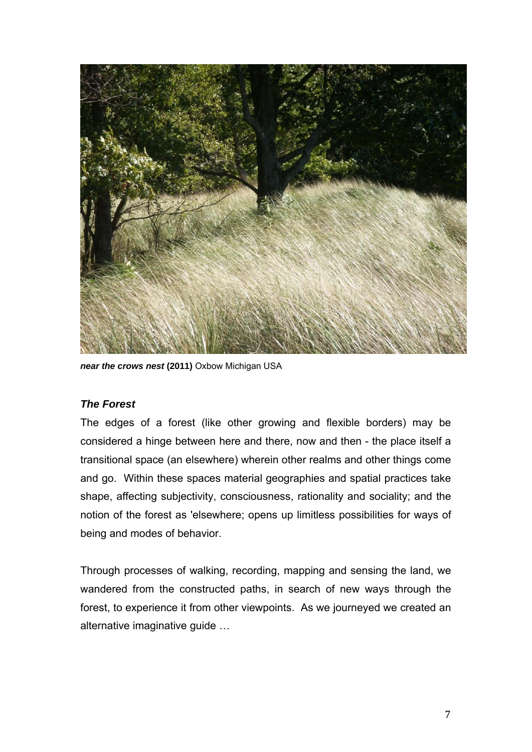***near the crows nest* (2011)** Oxbow Michigan USA

### *The Forest*

The edges of a forest (like other growing and flexible borders) may be considered a hinge between here and there, now and then - the place itself a transitional space (an elsewhere) wherein other realms and other things come and go. Within these spaces material geographies and spatial practices take shape, affecting subjectivity, consciousness, rationality and sociality; and the notion of the forest as 'elsewhere; opens up limitless possibilities for ways of being and modes of behavior.

Through processes of walking, recording, mapping and sensing the land, we wandered from the constructed paths, in search of new ways through the forest, to experience it from other viewpoints. As we journeyed we created an alternative imaginative guide …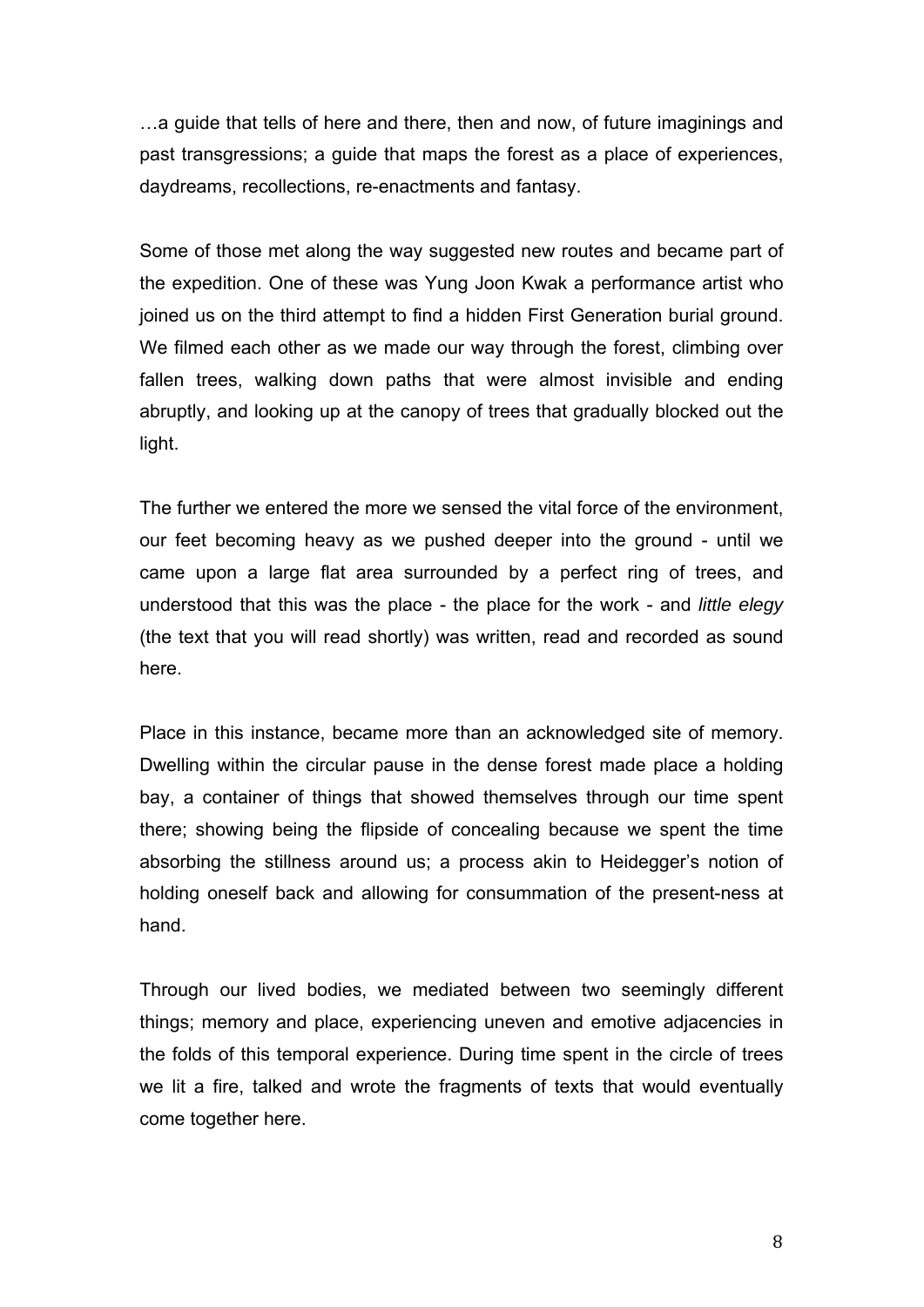…a guide that tells of here and there, then and now, of future imaginings and past transgressions; a guide that maps the forest as a place of experiences, daydreams, recollections, re-enactments and fantasy.

Some of those met along the way suggested new routes and became part of the expedition. One of these was Yung Joon Kwak a performance artist who joined us on the third attempt to find a hidden First Generation burial ground. We filmed each other as we made our way through the forest, climbing over fallen trees, walking down paths that were almost invisible and ending abruptly, and looking up at the canopy of trees that gradually blocked out the light.

The further we entered the more we sensed the vital force of the environment, our feet becoming heavy as we pushed deeper into the ground - until we came upon a large flat area surrounded by a perfect ring of trees, and understood that this was the place - the place for the work - and *little elegy* (the text that you will read shortly) was written, read and recorded as sound here.

Place in this instance, became more than an acknowledged site of memory. Dwelling within the circular pause in the dense forest made place a holding bay, a container of things that showed themselves through our time spent there; showing being the flipside of concealing because we spent the time absorbing the stillness around us; a process akin to Heidegger's notion of holding oneself back and allowing for consummation of the present-ness at hand.

Through our lived bodies, we mediated between two seemingly different things; memory and place, experiencing uneven and emotive adjacencies in the folds of this temporal experience. During time spent in the circle of trees we lit a fire, talked and wrote the fragments of texts that would eventually come together here.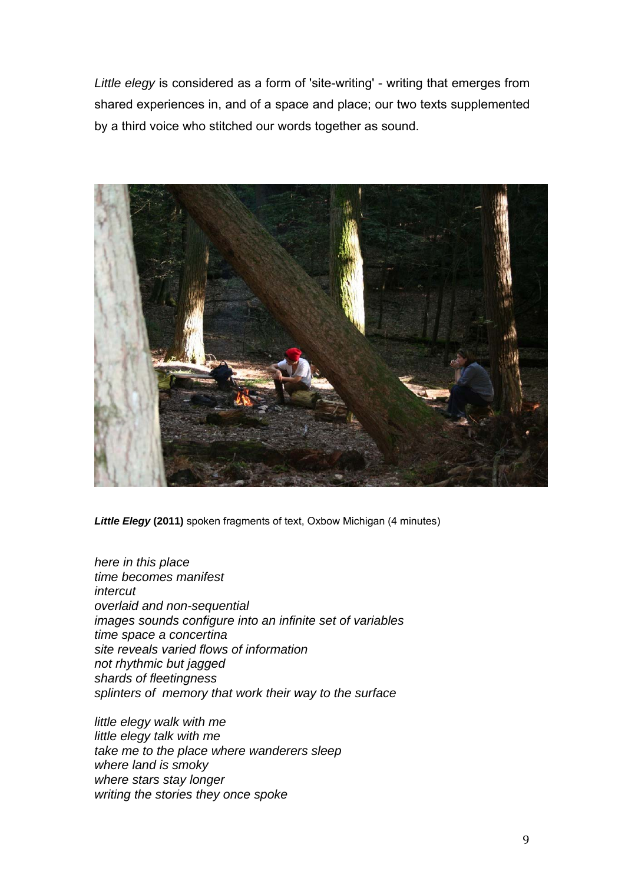*Little elegy* is considered as a form of 'site-writing' - writing that emerges from shared experiences in, and of a space and place; our two texts supplemented by a third voice who stitched our words together as sound.

***Little Elegy* (2011)** spoken fragments of text, Oxbow Michigan (4 minutes)

*here in this place*
*time becomes manifest*
*intercut*
*overlaid and non-sequential*
*images sounds configure into an infinite set of variables*
*time space a concertina*
*site reveals varied flows of information*
*not rhythmic but jagged*
*shards of fleetingness*
*splinters of memory that work their way to the surface*

*little elegy walk with me*
*little elegy talk with me*
*take me to the place where wanderers sleep*
*where land is smoky*
*where stars stay longer*
*writing the stories they once spoke*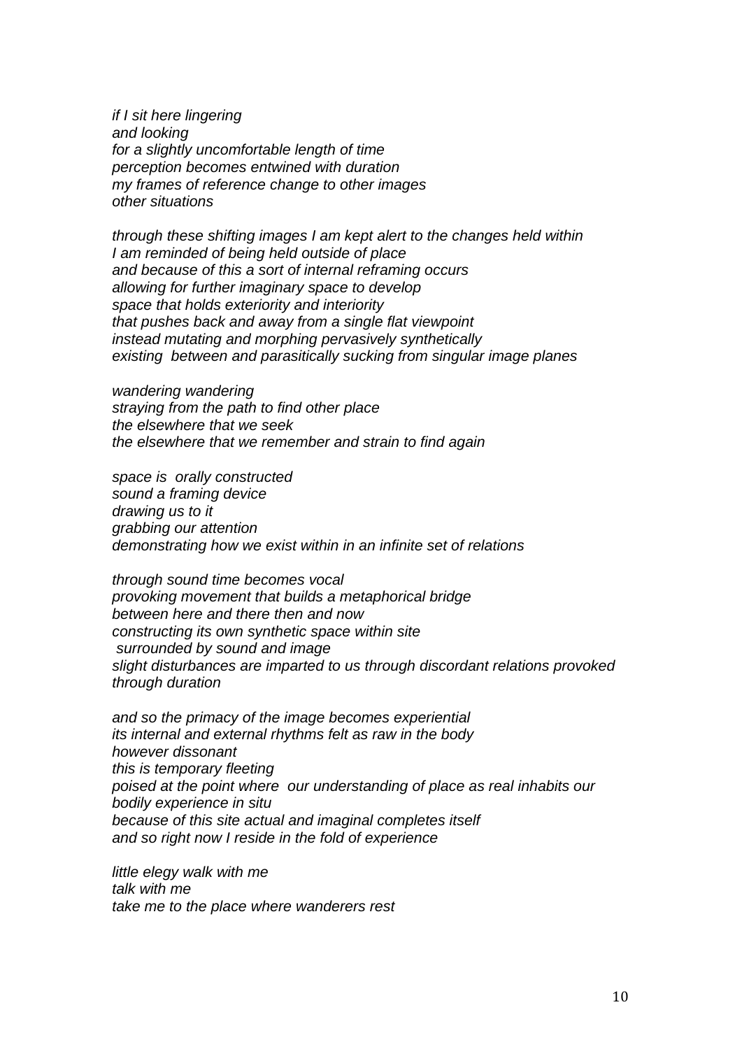*if I sit here lingering*
*and looking*
*for a slightly uncomfortable length of time*
*perception becomes entwined with duration*
*my frames of reference change to other images*
*other situations*

*through these shifting images I am kept alert to the changes held within*
*I am reminded of being held outside of place*
*and because of this a sort of internal reframing occurs*
*allowing for further imaginary space to develop*
*space that holds exteriority and interiority*
*that pushes back and away from a single flat viewpoint*
*instead mutating and morphing pervasively synthetically*
*existing between and parasitically sucking from singular image planes*

*wandering wandering*
*straying from the path to find other place*
*the elsewhere that we seek*
*the elsewhere that we remember and strain to find again*

*space is orally constructed*
*sound a framing device*
*drawing us to it*
*grabbing our attention*
*demonstrating how we exist within in an infinite set of relations*

*through sound time becomes vocal*
*provoking movement that builds a metaphorical bridge*
*between here and there then and now*
*constructing its own synthetic space within site*
*surrounded by sound and image*
*slight disturbances are imparted to us through discordant relations provoked through duration*

*and so the primacy of the image becomes experiential*
*its internal and external rhythms felt as raw in the body*
*however dissonant*
*this is temporary fleeting*
*poised at the point where our understanding of place as real inhabits our bodily experience in situ*
*because of this site actual and imaginal completes itself*
*and so right now I reside in the fold of experience*

*little elegy walk with me*
*talk with me*
*take me to the place where wanderers rest*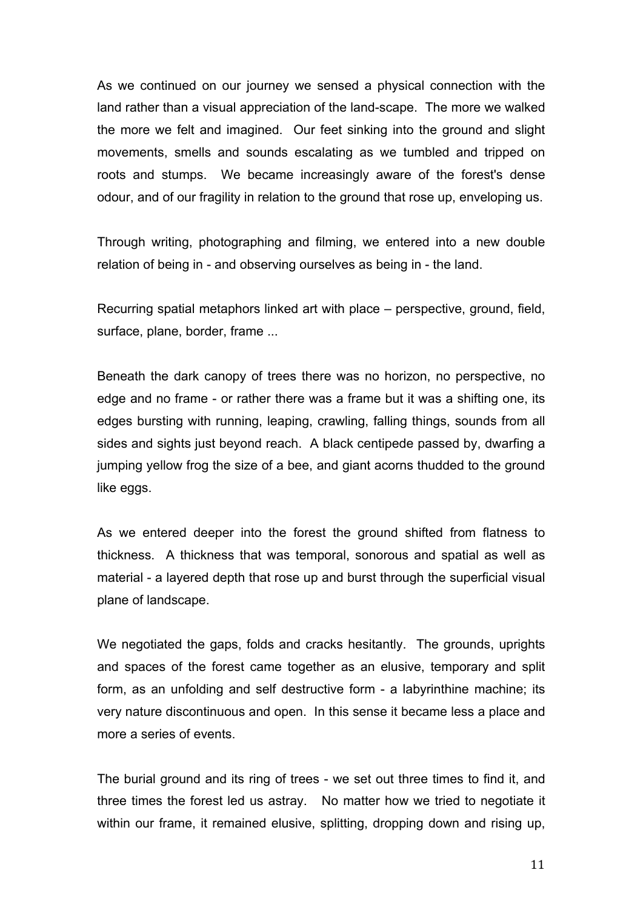As we continued on our journey we sensed a physical connection with the land rather than a visual appreciation of the land-scape. The more we walked the more we felt and imagined. Our feet sinking into the ground and slight movements, smells and sounds escalating as we tumbled and tripped on roots and stumps. We became increasingly aware of the forest's dense odour, and of our fragility in relation to the ground that rose up, enveloping us.

Through writing, photographing and filming, we entered into a new double relation of being in - and observing ourselves as being in - the land.

Recurring spatial metaphors linked art with place – perspective, ground, field, surface, plane, border, frame ...

Beneath the dark canopy of trees there was no horizon, no perspective, no edge and no frame - or rather there was a frame but it was a shifting one, its edges bursting with running, leaping, crawling, falling things, sounds from all sides and sights just beyond reach. A black centipede passed by, dwarfing a jumping yellow frog the size of a bee, and giant acorns thudded to the ground like eggs.

As we entered deeper into the forest the ground shifted from flatness to thickness. A thickness that was temporal, sonorous and spatial as well as material - a layered depth that rose up and burst through the superficial visual plane of landscape.

We negotiated the gaps, folds and cracks hesitantly. The grounds, uprights and spaces of the forest came together as an elusive, temporary and split form, as an unfolding and self destructive form - a labyrinthine machine; its very nature discontinuous and open. In this sense it became less a place and more a series of events.

The burial ground and its ring of trees - we set out three times to find it, and three times the forest led us astray. No matter how we tried to negotiate it within our frame, it remained elusive, splitting, dropping down and rising up,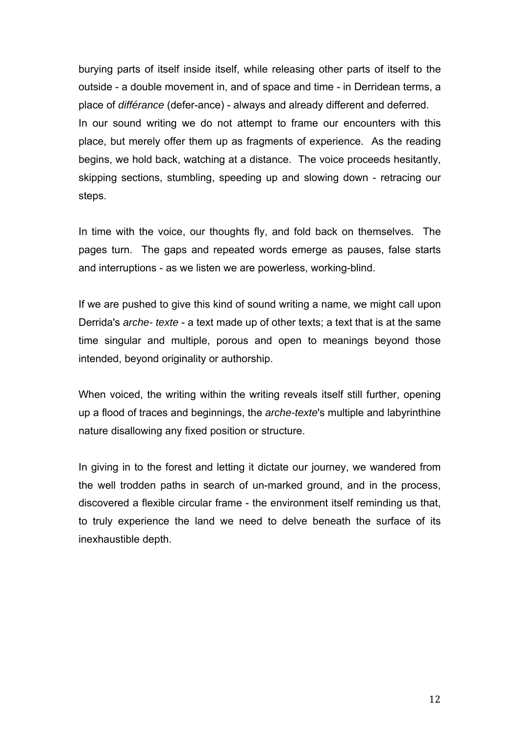burying parts of itself inside itself, while releasing other parts of itself to the outside - a double movement in, and of space and time - in Derridean terms, a place of *différance* (defer-ance) - always and already different and deferred. In our sound writing we do not attempt to frame our encounters with this place, but merely offer them up as fragments of experience. As the reading begins, we hold back, watching at a distance. The voice proceeds hesitantly, skipping sections, stumbling, speeding up and slowing down - retracing our steps.

In time with the voice, our thoughts fly, and fold back on themselves. The pages turn. The gaps and repeated words emerge as pauses, false starts and interruptions - as we listen we are powerless, working-blind.

If we are pushed to give this kind of sound writing a name, we might call upon Derrida's *arche- texte* - a text made up of other texts; a text that is at the same time singular and multiple, porous and open to meanings beyond those intended, beyond originality or authorship.

When voiced, the writing within the writing reveals itself still further, opening up a flood of traces and beginnings, the *arche-texte*'s multiple and labyrinthine nature disallowing any fixed position or structure.

In giving in to the forest and letting it dictate our journey, we wandered from the well trodden paths in search of un-marked ground, and in the process, discovered a flexible circular frame - the environment itself reminding us that, to truly experience the land we need to delve beneath the surface of its inexhaustible depth.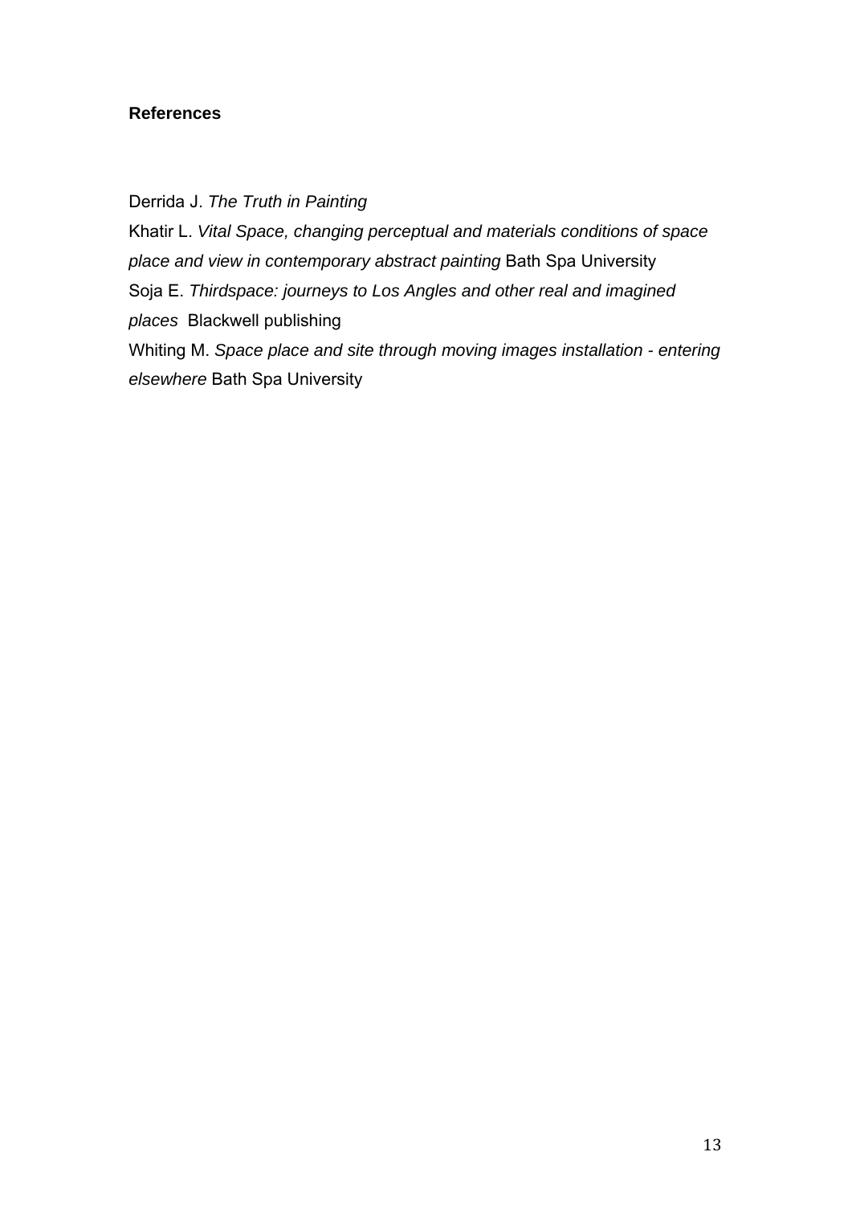**References**

Derrida J. *The Truth in Painting*

Khatir L. *Vital Space, changing perceptual and materials conditions of space place and view in contemporary abstract painting* Bath Spa University

Soja E. *Thirdspace: journeys to Los Angles and other real and imagined places* Blackwell publishing

Whiting M. *Space place and site through moving images installation - entering elsewhere* Bath Spa University